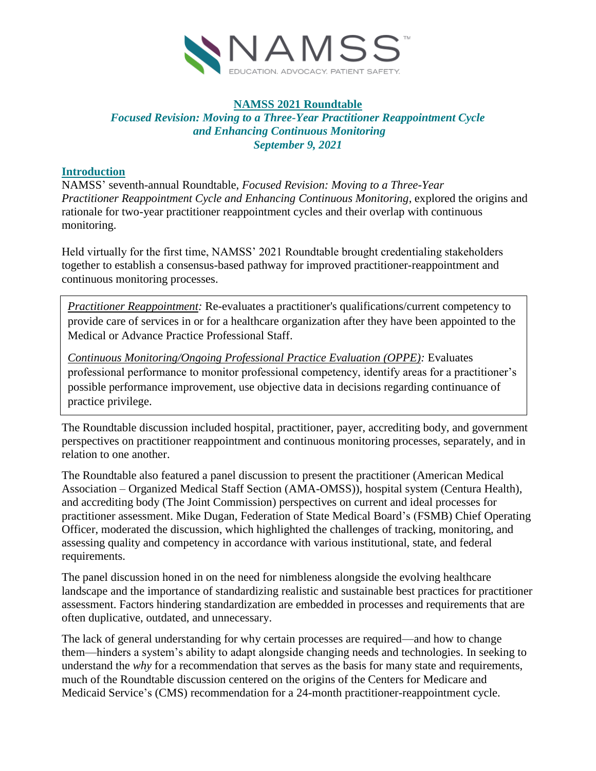NAMSS™

EDUCATION. ADVOCACY. PATIENT SAFETY.

# NAMSS 2021 Roundtable

***Focused Revision: Moving to a Three-Year Practitioner Reappointment Cycle and Enhancing Continuous Monitoring***

***September 9, 2021***

## Introduction

NAMSS' seventh-annual Roundtable, *Focused Revision: Moving to a Three-Year Practitioner Reappointment Cycle and Enhancing Continuous Monitoring*, explored the origins and rationale for two-year practitioner reappointment cycles and their overlap with continuous monitoring.

Held virtually for the first time, NAMSS' 2021 Roundtable brought credentialing stakeholders together to establish a consensus-based pathway for improved practitioner-reappointment and continuous monitoring processes.

> *Practitioner Reappointment:* Re-evaluates a practitioner's qualifications/current competency to provide care of services in or for a healthcare organization after they have been appointed to the Medical or Advance Practice Professional Staff.
>
> *Continuous Monitoring/Ongoing Professional Practice Evaluation (OPPE):* Evaluates professional performance to monitor professional competency, identify areas for a practitioner's possible performance improvement, use objective data in decisions regarding continuance of practice privilege.

The Roundtable discussion included hospital, practitioner, payer, accrediting body, and government perspectives on practitioner reappointment and continuous monitoring processes, separately, and in relation to one another.

The Roundtable also featured a panel discussion to present the practitioner (American Medical Association – Organized Medical Staff Section (AMA-OMSS)), hospital system (Centura Health), and accrediting body (The Joint Commission) perspectives on current and ideal processes for practitioner assessment. Mike Dugan, Federation of State Medical Board's (FSMB) Chief Operating Officer, moderated the discussion, which highlighted the challenges of tracking, monitoring, and assessing quality and competency in accordance with various institutional, state, and federal requirements.

The panel discussion honed in on the need for nimbleness alongside the evolving healthcare landscape and the importance of standardizing realistic and sustainable best practices for practitioner assessment. Factors hindering standardization are embedded in processes and requirements that are often duplicative, outdated, and unnecessary.

The lack of general understanding for why certain processes are required—and how to change them—hinders a system's ability to adapt alongside changing needs and technologies. In seeking to understand the *why* for a recommendation that serves as the basis for many state and requirements, much of the Roundtable discussion centered on the origins of the Centers for Medicare and Medicaid Service's (CMS) recommendation for a 24-month practitioner-reappointment cycle.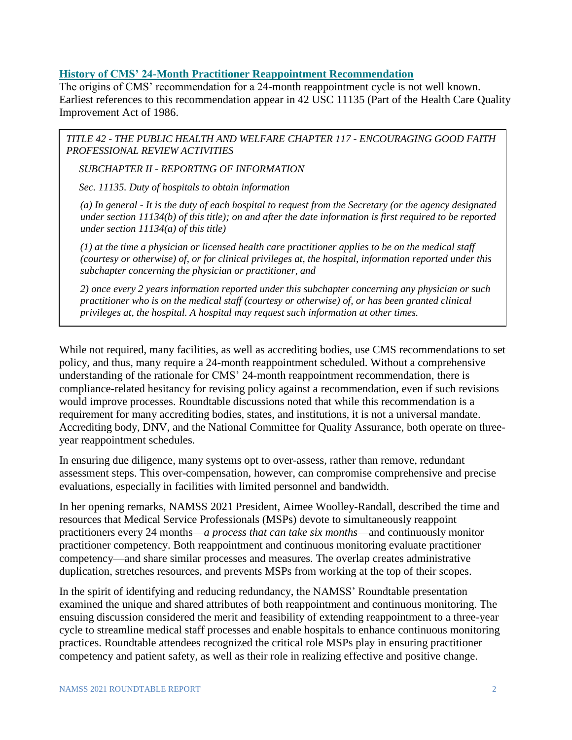## History of CMS' 24-Month Practitioner Reappointment Recommendation

The origins of CMS' recommendation for a 24-month reappointment cycle is not well known. Earliest references to this recommendation appear in 42 USC 11135 (Part of the Health Care Quality Improvement Act of 1986.

> *TITLE 42 - THE PUBLIC HEALTH AND WELFARE CHAPTER 117 - ENCOURAGING GOOD FAITH PROFESSIONAL REVIEW ACTIVITIES*
>
> *SUBCHAPTER II - REPORTING OF INFORMATION*
>
> *Sec. 11135. Duty of hospitals to obtain information*
>
> *(a) In general - It is the duty of each hospital to request from the Secretary (or the agency designated under section 11134(b) of this title); on and after the date information is first required to be reported under section 11134(a) of this title)*
>
> *(1) at the time a physician or licensed health care practitioner applies to be on the medical staff (courtesy or otherwise) of, or for clinical privileges at, the hospital, information reported under this subchapter concerning the physician or practitioner, and*
>
> *2) once every 2 years information reported under this subchapter concerning any physician or such practitioner who is on the medical staff (courtesy or otherwise) of, or has been granted clinical privileges at, the hospital. A hospital may request such information at other times.*

While not required, many facilities, as well as accrediting bodies, use CMS recommendations to set policy, and thus, many require a 24-month reappointment scheduled. Without a comprehensive understanding of the rationale for CMS' 24-month reappointment recommendation, there is compliance-related hesitancy for revising policy against a recommendation, even if such revisions would improve processes. Roundtable discussions noted that while this recommendation is a requirement for many accrediting bodies, states, and institutions, it is not a universal mandate. Accrediting body, DNV, and the National Committee for Quality Assurance, both operate on three-year reappointment schedules.

In ensuring due diligence, many systems opt to over-assess, rather than remove, redundant assessment steps. This over-compensation, however, can compromise comprehensive and precise evaluations, especially in facilities with limited personnel and bandwidth.

In her opening remarks, NAMSS 2021 President, Aimee Woolley-Randall, described the time and resources that Medical Service Professionals (MSPs) devote to simultaneously reappoint practitioners every 24 months—*a process that can take six months*—and continuously monitor practitioner competency. Both reappointment and continuous monitoring evaluate practitioner competency—and share similar processes and measures. The overlap creates administrative duplication, stretches resources, and prevents MSPs from working at the top of their scopes.

In the spirit of identifying and reducing redundancy, the NAMSS' Roundtable presentation examined the unique and shared attributes of both reappointment and continuous monitoring. The ensuing discussion considered the merit and feasibility of extending reappointment to a three-year cycle to streamline medical staff processes and enable hospitals to enhance continuous monitoring practices. Roundtable attendees recognized the critical role MSPs play in ensuring practitioner competency and patient safety, as well as their role in realizing effective and positive change.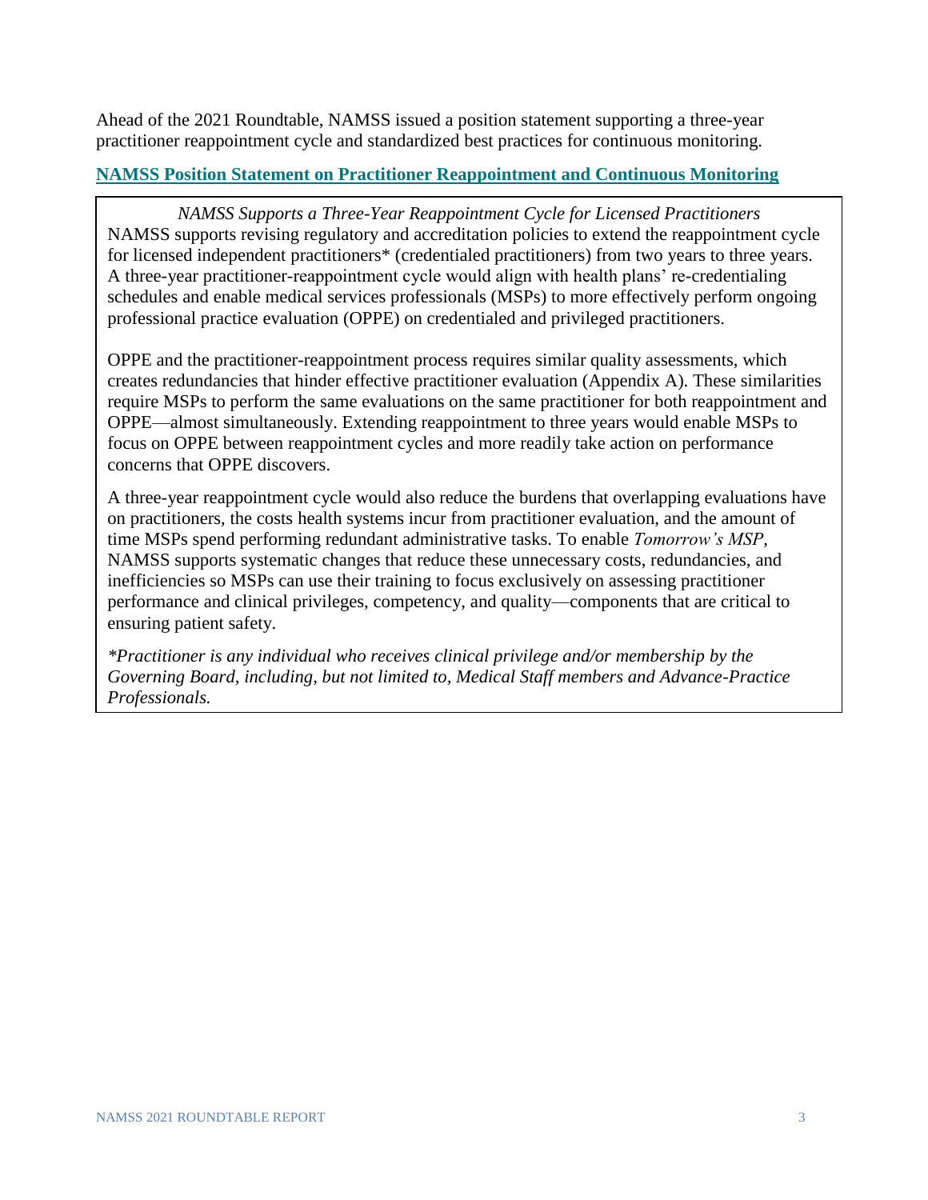Ahead of the 2021 Roundtable, NAMSS issued a position statement supporting a three-year practitioner reappointment cycle and standardized best practices for continuous monitoring.

## NAMSS Position Statement on Practitioner Reappointment and Continuous Monitoring

*NAMSS Supports a Three-Year Reappointment Cycle for Licensed Practitioners*

NAMSS supports revising regulatory and accreditation policies to extend the reappointment cycle for licensed independent practitioners* (credentialed practitioners) from two years to three years. A three-year practitioner-reappointment cycle would align with health plans' re-credentialing schedules and enable medical services professionals (MSPs) to more effectively perform ongoing professional practice evaluation (OPPE) on credentialed and privileged practitioners.

OPPE and the practitioner-reappointment process requires similar quality assessments, which creates redundancies that hinder effective practitioner evaluation (Appendix A). These similarities require MSPs to perform the same evaluations on the same practitioner for both reappointment and OPPE—almost simultaneously. Extending reappointment to three years would enable MSPs to focus on OPPE between reappointment cycles and more readily take action on performance concerns that OPPE discovers.

A three-year reappointment cycle would also reduce the burdens that overlapping evaluations have on practitioners, the costs health systems incur from practitioner evaluation, and the amount of time MSPs spend performing redundant administrative tasks. To enable *Tomorrow's MSP*, NAMSS supports systematic changes that reduce these unnecessary costs, redundancies, and inefficiencies so MSPs can use their training to focus exclusively on assessing practitioner performance and clinical privileges, competency, and quality—components that are critical to ensuring patient safety.

*\*Practitioner is any individual who receives clinical privilege and/or membership by the Governing Board, including, but not limited to, Medical Staff members and Advance-Practice Professionals.*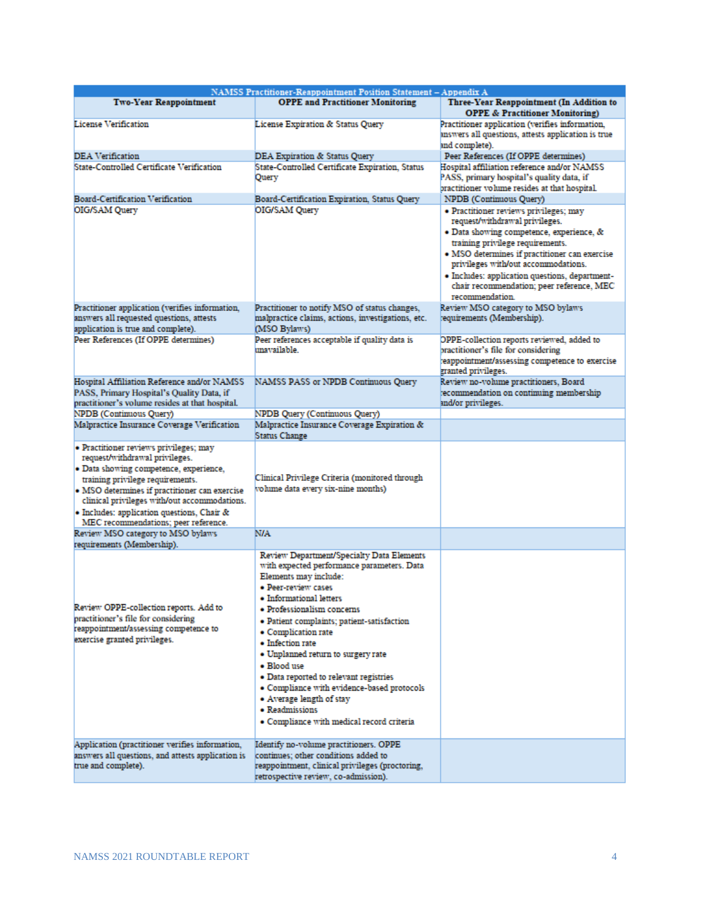| NAMSS Practitioner-Reappointment Position Statement – Appendix A | | |
|---|---|---|
| **Two-Year Reappointment** | **OPPE and Practitioner Monitoring** | **Three-Year Reappointment (In Addition to OPPE & Practitioner Monitoring)** |
| License Verification | License Expiration & Status Query | Practitioner application (verifies information, answers all questions, attests application is true and complete). |
| DEA Verification | DEA Expiration & Status Query | Peer References (If OPPE determines) |
| State-Controlled Certificate Verification | State-Controlled Certificate Expiration, Status Query | Hospital affiliation reference and/or NAMSS PASS, primary hospital's quality data, if practitioner volume resides at that hospital. |
| Board-Certification Verification | Board-Certification Expiration, Status Query | NPDB (Continuous Query) |
| OIG/SAM Query | OIG/SAM Query | • Practitioner reviews privileges; may request/withdrawal privileges.<br>• Data showing competence, experience, & training privilege requirements.<br>• MSO determines if practitioner can exercise privileges with/out accommodations.<br>• Includes: application questions, department-chair recommendation; peer reference, MEC recommendation. |
| Practitioner application (verifies information, answers all requested questions, attests application is true and complete). | Practitioner to notify MSO of status changes, malpractice claims, actions, investigations, etc. (MSO Bylaws) | Review MSO category to MSO bylaws requirements (Membership). |
| Peer References (If OPPE determines) | Peer references acceptable if quality data is unavailable. | OPPE-collection reports reviewed, added to practitioner's file for considering reappointment/assessing competence to exercise granted privileges. |
| Hospital Affiliation Reference and/or NAMSS PASS, Primary Hospital's Quality Data, if practitioner's volume resides at that hospital. | NAMSS PASS or NPDB Continuous Query | Review no-volume practitioners, Board recommendation on continuing membership and/or privileges. |
| NPDB (Continuous Query) | NPDB Query (Continuous Query) | |
| Malpractice Insurance Coverage Verification | Malpractice Insurance Coverage Expiration & Status Change | |
| • Practitioner reviews privileges; may request/withdrawal privileges.<br>• Data showing competence, experience, training privilege requirements.<br>• MSO determines if practitioner can exercise clinical privileges with/out accommodations.<br>• Includes: application questions, Chair & MEC recommendations; peer reference. | Clinical Privilege Criteria (monitored through volume data every six-nine months) | |
| Review MSO category to MSO bylaws requirements (Membership). | N/A | |
| Review OPPE-collection reports. Add to practitioner's file for considering reappointment/assessing competence to exercise granted privileges. | Review Department/Specialty Data Elements with expected performance parameters. Data Elements may include:<br>• Peer-review cases<br>• Informational letters<br>• Professionalism concerns<br>• Patient complaints; patient-satisfaction<br>• Complication rate<br>• Infection rate<br>• Unplanned return to surgery rate<br>• Blood use<br>• Data reported to relevant registries<br>• Compliance with evidence-based protocols<br>• Average length of stay<br>• Readmissions<br>• Compliance with medical record criteria | |
| Application (practitioner verifies information, answers all questions, and attests application is true and complete). | Identify no-volume practitioners. OPPE continues; other conditions added to reappointment, clinical privileges (proctoring, retrospective review, co-admission). | |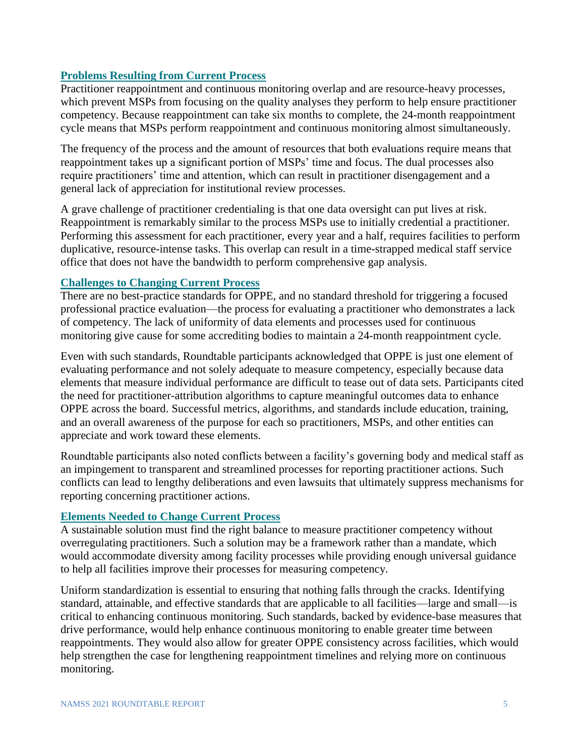### Problems Resulting from Current Process

Practitioner reappointment and continuous monitoring overlap and are resource-heavy processes, which prevent MSPs from focusing on the quality analyses they perform to help ensure practitioner competency. Because reappointment can take six months to complete, the 24-month reappointment cycle means that MSPs perform reappointment and continuous monitoring almost simultaneously.

The frequency of the process and the amount of resources that both evaluations require means that reappointment takes up a significant portion of MSPs' time and focus. The dual processes also require practitioners' time and attention, which can result in practitioner disengagement and a general lack of appreciation for institutional review processes.

A grave challenge of practitioner credentialing is that one data oversight can put lives at risk. Reappointment is remarkably similar to the process MSPs use to initially credential a practitioner. Performing this assessment for each practitioner, every year and a half, requires facilities to perform duplicative, resource-intense tasks. This overlap can result in a time-strapped medical staff service office that does not have the bandwidth to perform comprehensive gap analysis.

### Challenges to Changing Current Process

There are no best-practice standards for OPPE, and no standard threshold for triggering a focused professional practice evaluation—the process for evaluating a practitioner who demonstrates a lack of competency. The lack of uniformity of data elements and processes used for continuous monitoring give cause for some accrediting bodies to maintain a 24-month reappointment cycle.

Even with such standards, Roundtable participants acknowledged that OPPE is just one element of evaluating performance and not solely adequate to measure competency, especially because data elements that measure individual performance are difficult to tease out of data sets. Participants cited the need for practitioner-attribution algorithms to capture meaningful outcomes data to enhance OPPE across the board. Successful metrics, algorithms, and standards include education, training, and an overall awareness of the purpose for each so practitioners, MSPs, and other entities can appreciate and work toward these elements.

Roundtable participants also noted conflicts between a facility's governing body and medical staff as an impingement to transparent and streamlined processes for reporting practitioner actions. Such conflicts can lead to lengthy deliberations and even lawsuits that ultimately suppress mechanisms for reporting concerning practitioner actions.

### Elements Needed to Change Current Process

A sustainable solution must find the right balance to measure practitioner competency without overregulating practitioners. Such a solution may be a framework rather than a mandate, which would accommodate diversity among facility processes while providing enough universal guidance to help all facilities improve their processes for measuring competency.

Uniform standardization is essential to ensuring that nothing falls through the cracks. Identifying standard, attainable, and effective standards that are applicable to all facilities—large and small—is critical to enhancing continuous monitoring. Such standards, backed by evidence-base measures that drive performance, would help enhance continuous monitoring to enable greater time between reappointments. They would also allow for greater OPPE consistency across facilities, which would help strengthen the case for lengthening reappointment timelines and relying more on continuous monitoring.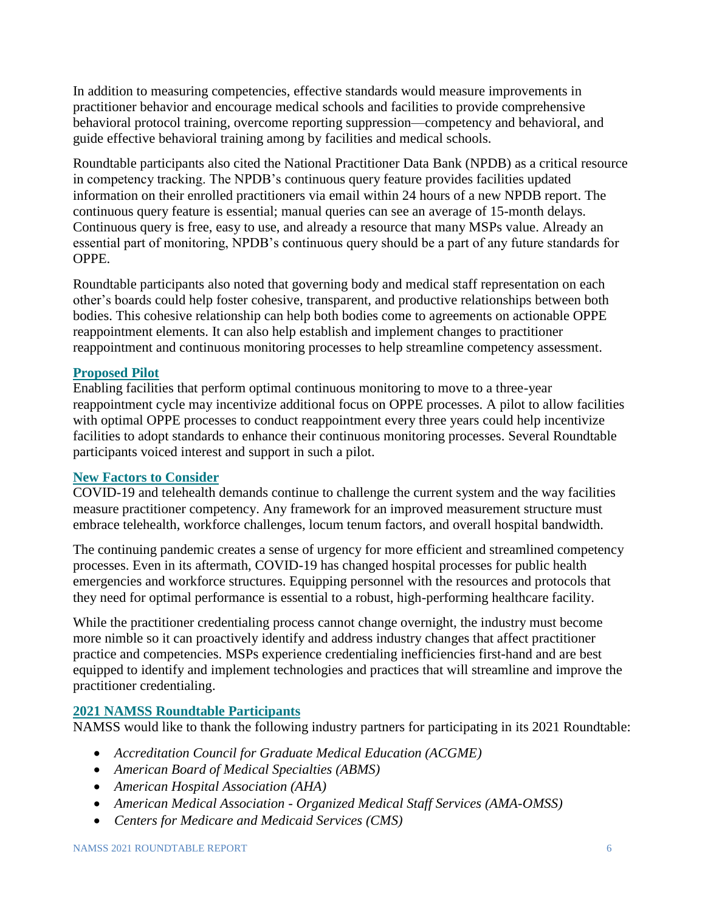In addition to measuring competencies, effective standards would measure improvements in practitioner behavior and encourage medical schools and facilities to provide comprehensive behavioral protocol training, overcome reporting suppression—competency and behavioral, and guide effective behavioral training among by facilities and medical schools.

Roundtable participants also cited the National Practitioner Data Bank (NPDB) as a critical resource in competency tracking. The NPDB's continuous query feature provides facilities updated information on their enrolled practitioners via email within 24 hours of a new NPDB report. The continuous query feature is essential; manual queries can see an average of 15-month delays. Continuous query is free, easy to use, and already a resource that many MSPs value. Already an essential part of monitoring, NPDB's continuous query should be a part of any future standards for OPPE.

Roundtable participants also noted that governing body and medical staff representation on each other's boards could help foster cohesive, transparent, and productive relationships between both bodies. This cohesive relationship can help both bodies come to agreements on actionable OPPE reappointment elements. It can also help establish and implement changes to practitioner reappointment and continuous monitoring processes to help streamline competency assessment.

## Proposed Pilot

Enabling facilities that perform optimal continuous monitoring to move to a three-year reappointment cycle may incentivize additional focus on OPPE processes. A pilot to allow facilities with optimal OPPE processes to conduct reappointment every three years could help incentivize facilities to adopt standards to enhance their continuous monitoring processes. Several Roundtable participants voiced interest and support in such a pilot.

## New Factors to Consider

COVID-19 and telehealth demands continue to challenge the current system and the way facilities measure practitioner competency. Any framework for an improved measurement structure must embrace telehealth, workforce challenges, locum tenum factors, and overall hospital bandwidth.

The continuing pandemic creates a sense of urgency for more efficient and streamlined competency processes. Even in its aftermath, COVID-19 has changed hospital processes for public health emergencies and workforce structures. Equipping personnel with the resources and protocols that they need for optimal performance is essential to a robust, high-performing healthcare facility.

While the practitioner credentialing process cannot change overnight, the industry must become more nimble so it can proactively identify and address industry changes that affect practitioner practice and competencies. MSPs experience credentialing inefficiencies first-hand and are best equipped to identify and implement technologies and practices that will streamline and improve the practitioner credentialing.

## 2021 NAMSS Roundtable Participants

NAMSS would like to thank the following industry partners for participating in its 2021 Roundtable:

- *Accreditation Council for Graduate Medical Education (ACGME)*
- *American Board of Medical Specialties (ABMS)*
- *American Hospital Association (AHA)*
- *American Medical Association - Organized Medical Staff Services (AMA-OMSS)*
- *Centers for Medicare and Medicaid Services (CMS)*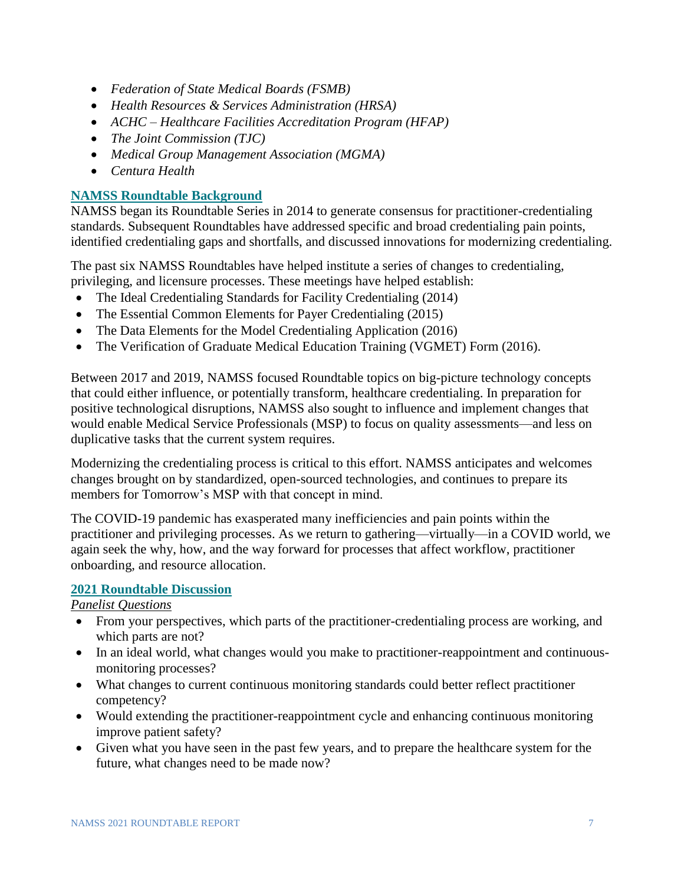- *Federation of State Medical Boards (FSMB)*
- *Health Resources & Services Administration (HRSA)*
- *ACHC – Healthcare Facilities Accreditation Program (HFAP)*
- *The Joint Commission (TJC)*
- *Medical Group Management Association (MGMA)*
- *Centura Health*

## NAMSS Roundtable Background

NAMSS began its Roundtable Series in 2014 to generate consensus for practitioner-credentialing standards. Subsequent Roundtables have addressed specific and broad credentialing pain points, identified credentialing gaps and shortfalls, and discussed innovations for modernizing credentialing.

The past six NAMSS Roundtables have helped institute a series of changes to credentialing, privileging, and licensure processes. These meetings have helped establish:

- The Ideal Credentialing Standards for Facility Credentialing (2014)
- The Essential Common Elements for Payer Credentialing (2015)
- The Data Elements for the Model Credentialing Application (2016)
- The Verification of Graduate Medical Education Training (VGMET) Form (2016).

Between 2017 and 2019, NAMSS focused Roundtable topics on big-picture technology concepts that could either influence, or potentially transform, healthcare credentialing. In preparation for positive technological disruptions, NAMSS also sought to influence and implement changes that would enable Medical Service Professionals (MSP) to focus on quality assessments—and less on duplicative tasks that the current system requires.

Modernizing the credentialing process is critical to this effort. NAMSS anticipates and welcomes changes brought on by standardized, open-sourced technologies, and continues to prepare its members for Tomorrow's MSP with that concept in mind.

The COVID-19 pandemic has exasperated many inefficiencies and pain points within the practitioner and privileging processes. As we return to gathering—virtually—in a COVID world, we again seek the why, how, and the way forward for processes that affect workflow, practitioner onboarding, and resource allocation.

## 2021 Roundtable Discussion

*Panelist Questions*

- From your perspectives, which parts of the practitioner-credentialing process are working, and which parts are not?
- In an ideal world, what changes would you make to practitioner-reappointment and continuous-monitoring processes?
- What changes to current continuous monitoring standards could better reflect practitioner competency?
- Would extending the practitioner-reappointment cycle and enhancing continuous monitoring improve patient safety?
- Given what you have seen in the past few years, and to prepare the healthcare system for the future, what changes need to be made now?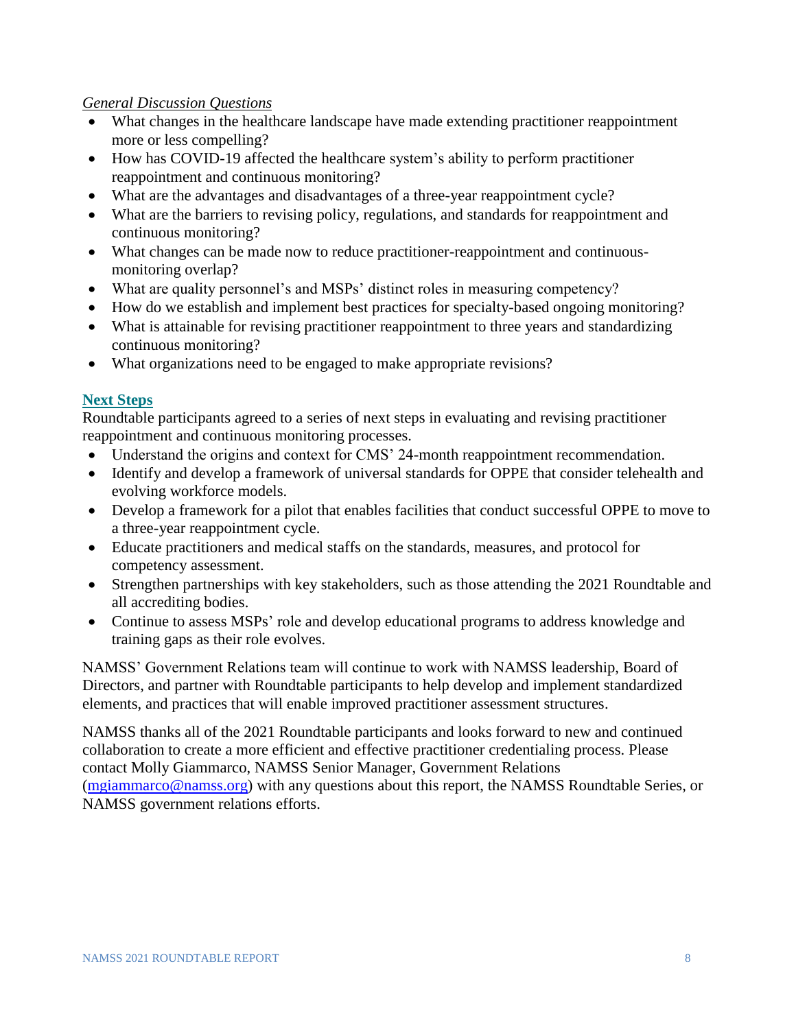*General Discussion Questions*

- What changes in the healthcare landscape have made extending practitioner reappointment more or less compelling?
- How has COVID-19 affected the healthcare system's ability to perform practitioner reappointment and continuous monitoring?
- What are the advantages and disadvantages of a three-year reappointment cycle?
- What are the barriers to revising policy, regulations, and standards for reappointment and continuous monitoring?
- What changes can be made now to reduce practitioner-reappointment and continuous-monitoring overlap?
- What are quality personnel's and MSPs' distinct roles in measuring competency?
- How do we establish and implement best practices for specialty-based ongoing monitoring?
- What is attainable for revising practitioner reappointment to three years and standardizing continuous monitoring?
- What organizations need to be engaged to make appropriate revisions?

## Next Steps

Roundtable participants agreed to a series of next steps in evaluating and revising practitioner reappointment and continuous monitoring processes.

- Understand the origins and context for CMS' 24-month reappointment recommendation.
- Identify and develop a framework of universal standards for OPPE that consider telehealth and evolving workforce models.
- Develop a framework for a pilot that enables facilities that conduct successful OPPE to move to a three-year reappointment cycle.
- Educate practitioners and medical staffs on the standards, measures, and protocol for competency assessment.
- Strengthen partnerships with key stakeholders, such as those attending the 2021 Roundtable and all accrediting bodies.
- Continue to assess MSPs' role and develop educational programs to address knowledge and training gaps as their role evolves.

NAMSS' Government Relations team will continue to work with NAMSS leadership, Board of Directors, and partner with Roundtable participants to help develop and implement standardized elements, and practices that will enable improved practitioner assessment structures.

NAMSS thanks all of the 2021 Roundtable participants and looks forward to new and continued collaboration to create a more efficient and effective practitioner credentialing process. Please contact Molly Giammarco, NAMSS Senior Manager, Government Relations (mgiammarco@namss.org) with any questions about this report, the NAMSS Roundtable Series, or NAMSS government relations efforts.